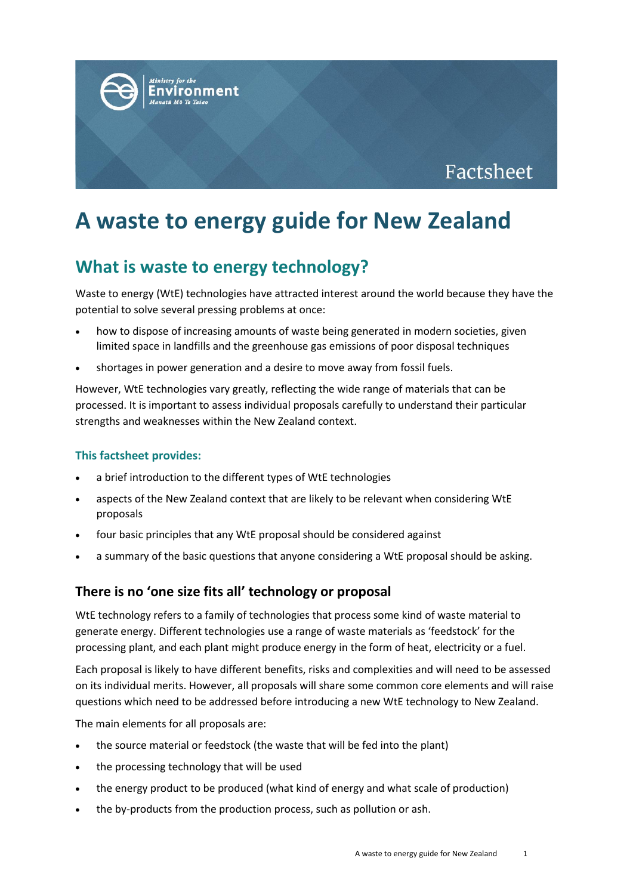Factsheet

# A waste to energy guide for New Zealand

## What is waste to energy technology?

Waste to energy (WtE) technologies have attracted interest around the world because they have the potential to solve several pressing problems at once:

- how to dispose of increasing amounts of waste being generated in modern societies, given limited space in landfills and the greenhouse gas emissions of poor disposal techniques
- shortages in power generation and a desire to move away from fossil fuels.

However, WtE technologies vary greatly, reflecting the wide range of materials that can be processed. It is important to assess individual proposals carefully to understand their particular strengths and weaknesses within the New Zealand context.

#### This factsheet provides:

- a brief introduction to the different types of WtE technologies
- aspects of the New Zealand context that are likely to be relevant when considering WtE proposals
- four basic principles that any WtE proposal should be considered against
- a summary of the basic questions that anyone considering a WtE proposal should be asking.

### There is no 'one size fits all' technology or proposal

WtE technology refers to a family of technologies that process some kind of waste material to generate energy. Different technologies use a range of waste materials as 'feedstock' for the processing plant, and each plant might produce energy in the form of heat, electricity or a fuel.

Each proposal is likely to have different benefits, risks and complexities and will need to be assessed on its individual merits. However, all proposals will share some common core elements and will raise questions which need to be addressed before introducing a new WtE technology to New Zealand.

The main elements for all proposals are:

- the source material or feedstock (the waste that will be fed into the plant)
- the processing technology that will be used
- the energy product to be produced (what kind of energy and what scale of production)
- the by-products from the production process, such as pollution or ash.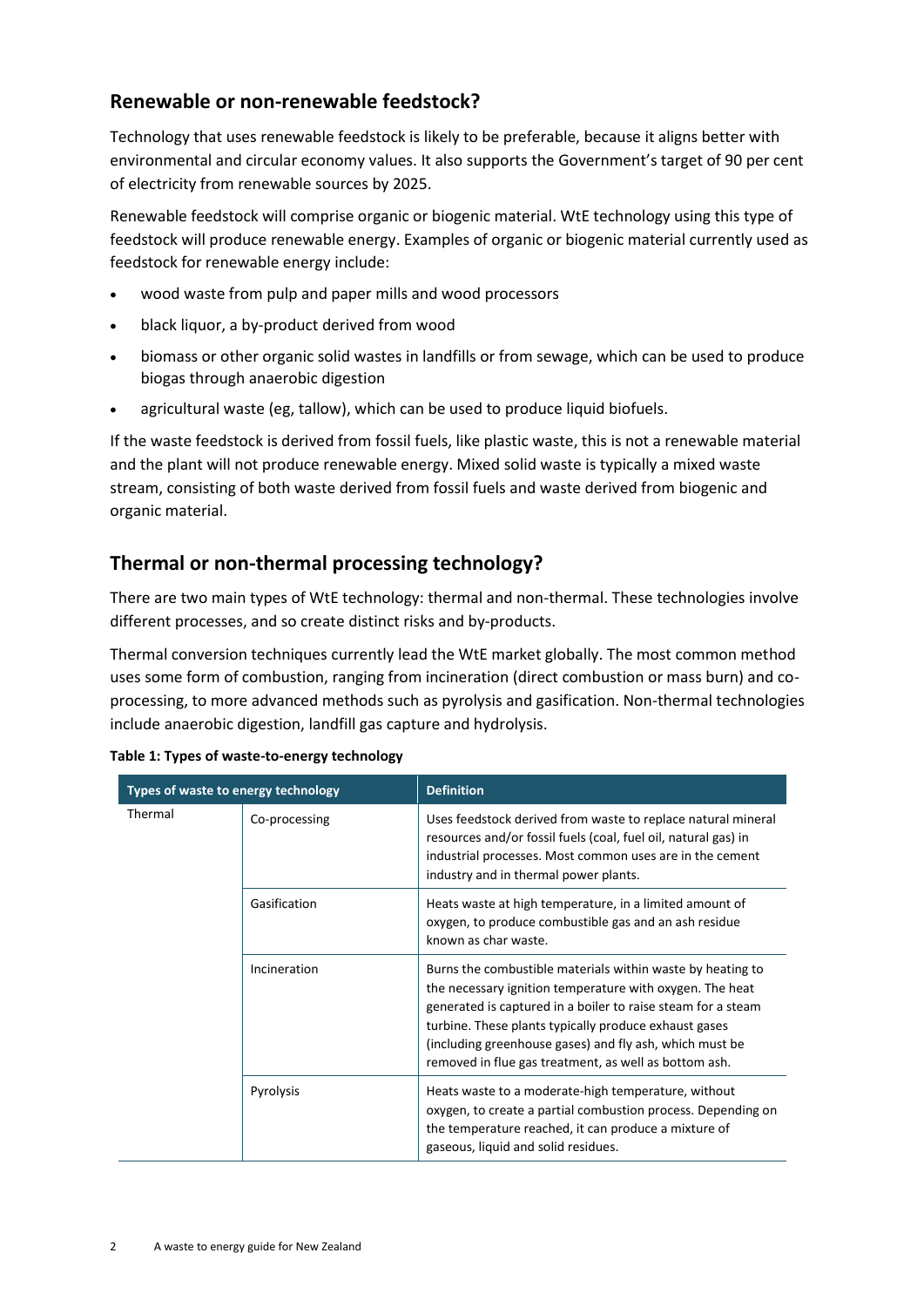## Renewable or non-renewable feedstock?

Technology that uses renewable feedstock is likely to be preferable, because it aligns better with environmental and circular economy values. It also supports the Government's target of 90 per cent of electricity from renewable sources by 2025.

Renewable feedstock will comprise organic or biogenic material. WtE technology using this type of feedstock will produce renewable energy. Examples of organic or biogenic material currently used as feedstock for renewable energy include:

- wood waste from pulp and paper mills and wood processors
- black liquor, a by-product derived from wood
- biomass or other organic solid wastes in landfills or from sewage, which can be used to produce biogas through anaerobic digestion
- agricultural waste (eg, tallow), which can be used to produce liquid biofuels.

If the waste feedstock is derived from fossil fuels, like plastic waste, this is not a renewable material and the plant will not produce renewable energy. Mixed solid waste is typically a mixed waste stream, consisting of both waste derived from fossil fuels and waste derived from biogenic and organic material.

## Thermal or non-thermal processing technology?

There are two main types of WtE technology: thermal and non-thermal. These technologies involve different processes, and so create distinct risks and by-products.

Thermal conversion techniques currently lead the WtE market globally. The most common method uses some form of combustion, ranging from incineration (direct combustion or mass burn) and co-processing, to more advanced methods such as pyrolysis and gasification. Non-thermal technologies include anaerobic digestion, landfill gas capture and hydrolysis.

**Table 1: Types of waste-to-energy technology**

| Types of waste to energy technology | | Definition |
|---|---|---|
| Thermal | Co-processing | Uses feedstock derived from waste to replace natural mineral resources and/or fossil fuels (coal, fuel oil, natural gas) in industrial processes. Most common uses are in the cement industry and in thermal power plants. |
| | Gasification | Heats waste at high temperature, in a limited amount of oxygen, to produce combustible gas and an ash residue known as char waste. |
| | Incineration | Burns the combustible materials within waste by heating to the necessary ignition temperature with oxygen. The heat generated is captured in a boiler to raise steam for a steam turbine. These plants typically produce exhaust gases (including greenhouse gases) and fly ash, which must be removed in flue gas treatment, as well as bottom ash. |
| | Pyrolysis | Heats waste to a moderate-high temperature, without oxygen, to create a partial combustion process. Depending on the temperature reached, it can produce a mixture of gaseous, liquid and solid residues. |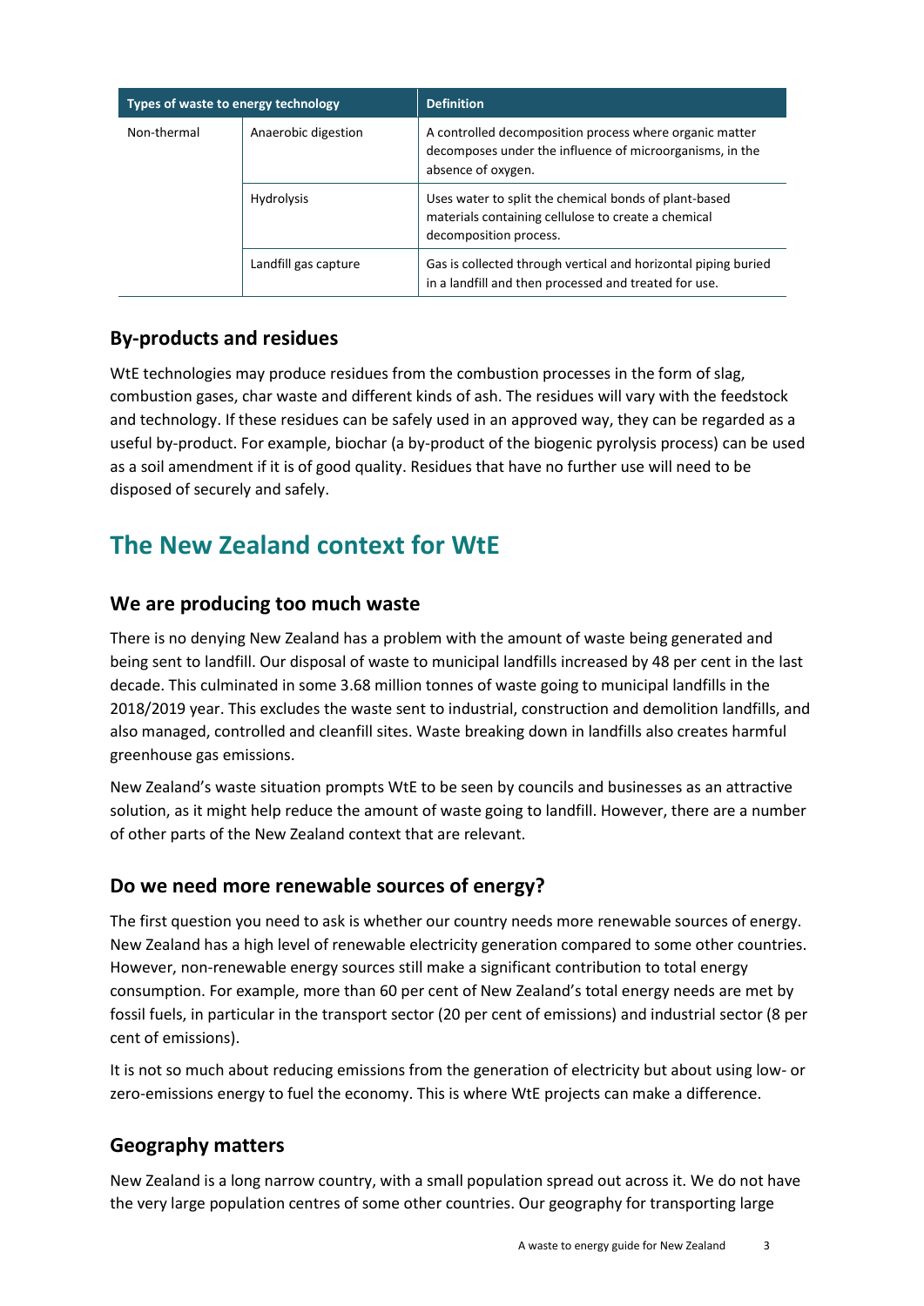| Types of waste to energy technology | | Definition |
|---|---|---|
| Non-thermal | Anaerobic digestion | A controlled decomposition process where organic matter decomposes under the influence of microorganisms, in the absence of oxygen. |
| | Hydrolysis | Uses water to split the chemical bonds of plant-based materials containing cellulose to create a chemical decomposition process. |
| | Landfill gas capture | Gas is collected through vertical and horizontal piping buried in a landfill and then processed and treated for use. |

### By-products and residues

WtE technologies may produce residues from the combustion processes in the form of slag, combustion gases, char waste and different kinds of ash. The residues will vary with the feedstock and technology. If these residues can be safely used in an approved way, they can be regarded as a useful by-product. For example, biochar (a by-product of the biogenic pyrolysis process) can be used as a soil amendment if it is of good quality. Residues that have no further use will need to be disposed of securely and safely.

## The New Zealand context for WtE

### We are producing too much waste

There is no denying New Zealand has a problem with the amount of waste being generated and being sent to landfill. Our disposal of waste to municipal landfills increased by 48 per cent in the last decade. This culminated in some 3.68 million tonnes of waste going to municipal landfills in the 2018/2019 year. This excludes the waste sent to industrial, construction and demolition landfills, and also managed, controlled and cleanfill sites. Waste breaking down in landfills also creates harmful greenhouse gas emissions.

New Zealand's waste situation prompts WtE to be seen by councils and businesses as an attractive solution, as it might help reduce the amount of waste going to landfill. However, there are a number of other parts of the New Zealand context that are relevant.

### Do we need more renewable sources of energy?

The first question you need to ask is whether our country needs more renewable sources of energy. New Zealand has a high level of renewable electricity generation compared to some other countries. However, non-renewable energy sources still make a significant contribution to total energy consumption. For example, more than 60 per cent of New Zealand's total energy needs are met by fossil fuels, in particular in the transport sector (20 per cent of emissions) and industrial sector (8 per cent of emissions).

It is not so much about reducing emissions from the generation of electricity but about using low- or zero-emissions energy to fuel the economy. This is where WtE projects can make a difference.

### Geography matters

New Zealand is a long narrow country, with a small population spread out across it. We do not have the very large population centres of some other countries. Our geography for transporting large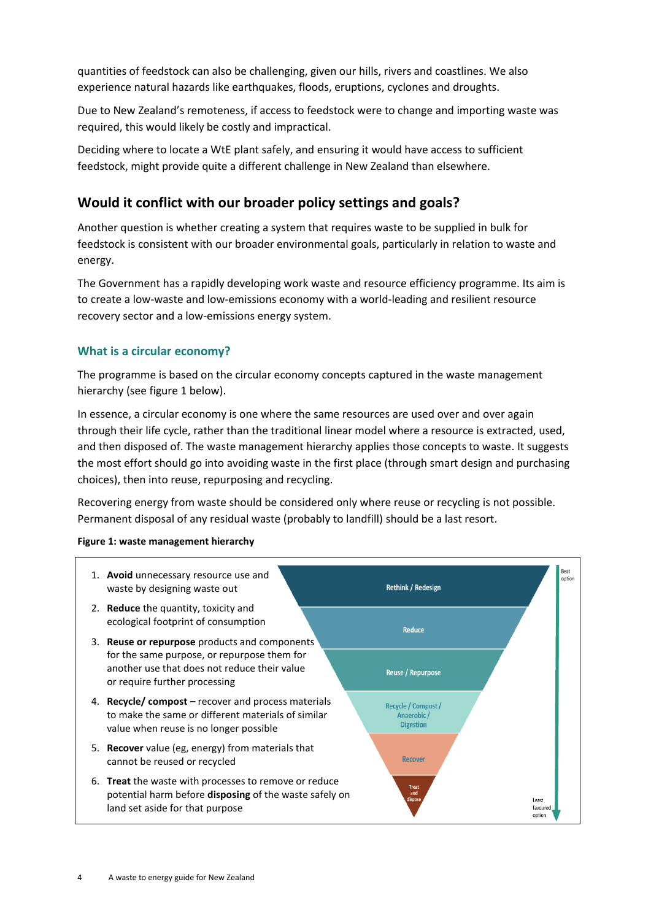quantities of feedstock can also be challenging, given our hills, rivers and coastlines. We also experience natural hazards like earthquakes, floods, eruptions, cyclones and droughts.

Due to New Zealand's remoteness, if access to feedstock were to change and importing waste was required, this would likely be costly and impractical.

Deciding where to locate a WtE plant safely, and ensuring it would have access to sufficient feedstock, might provide quite a different challenge in New Zealand than elsewhere.

## Would it conflict with our broader policy settings and goals?

Another question is whether creating a system that requires waste to be supplied in bulk for feedstock is consistent with our broader environmental goals, particularly in relation to waste and energy.

The Government has a rapidly developing work waste and resource efficiency programme. Its aim is to create a low-waste and low-emissions economy with a world-leading and resilient resource recovery sector and a low-emissions energy system.

### What is a circular economy?

The programme is based on the circular economy concepts captured in the waste management hierarchy (see figure 1 below).

In essence, a circular economy is one where the same resources are used over and over again through their life cycle, rather than the traditional linear model where a resource is extracted, used, and then disposed of. The waste management hierarchy applies those concepts to waste. It suggests the most effort should go into avoiding waste in the first place (through smart design and purchasing choices), then into reuse, repurposing and recycling.

Recovering energy from waste should be considered only where reuse or recycling is not possible. Permanent disposal of any residual waste (probably to landfill) should be a last resort.

**Figure 1: waste management hierarchy**

1. **Avoid** unnecessary resource use and waste by designing waste out
2. **Reduce** the quantity, toxicity and ecological footprint of consumption
3. **Reuse or repurpose** products and components for the same purpose, or repurpose them for another use that does not reduce their value or require further processing
4. **Recycle/ compost –** recover and process materials to make the same or different materials of similar value when reuse is no longer possible
5. **Recover** value (eg, energy) from materials that cannot be reused or recycled
6. **Treat** the waste with processes to remove or reduce potential harm before **disposing** of the waste safely on land set aside for that purpose

Rethink / Redesign

Reduce

Reuse / Repurpose

Recycle / Compost / Anaerobic / Digestion

Recover

Treat and dispose

Best option

Least favoured option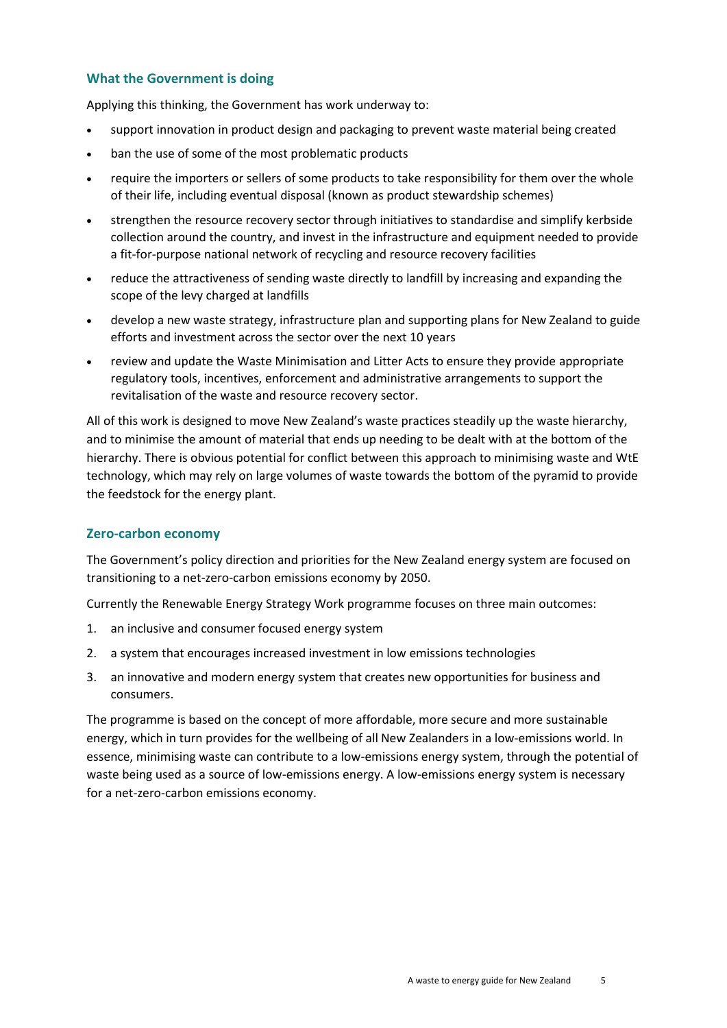## What the Government is doing

Applying this thinking, the Government has work underway to:

- support innovation in product design and packaging to prevent waste material being created
- ban the use of some of the most problematic products
- require the importers or sellers of some products to take responsibility for them over the whole of their life, including eventual disposal (known as product stewardship schemes)
- strengthen the resource recovery sector through initiatives to standardise and simplify kerbside collection around the country, and invest in the infrastructure and equipment needed to provide a fit-for-purpose national network of recycling and resource recovery facilities
- reduce the attractiveness of sending waste directly to landfill by increasing and expanding the scope of the levy charged at landfills
- develop a new waste strategy, infrastructure plan and supporting plans for New Zealand to guide efforts and investment across the sector over the next 10 years
- review and update the Waste Minimisation and Litter Acts to ensure they provide appropriate regulatory tools, incentives, enforcement and administrative arrangements to support the revitalisation of the waste and resource recovery sector.

All of this work is designed to move New Zealand's waste practices steadily up the waste hierarchy, and to minimise the amount of material that ends up needing to be dealt with at the bottom of the hierarchy. There is obvious potential for conflict between this approach to minimising waste and WtE technology, which may rely on large volumes of waste towards the bottom of the pyramid to provide the feedstock for the energy plant.

## Zero-carbon economy

The Government's policy direction and priorities for the New Zealand energy system are focused on transitioning to a net-zero-carbon emissions economy by 2050.

Currently the Renewable Energy Strategy Work programme focuses on three main outcomes:

1. an inclusive and consumer focused energy system
2. a system that encourages increased investment in low emissions technologies
3. an innovative and modern energy system that creates new opportunities for business and consumers.

The programme is based on the concept of more affordable, more secure and more sustainable energy, which in turn provides for the wellbeing of all New Zealanders in a low-emissions world. In essence, minimising waste can contribute to a low-emissions energy system, through the potential of waste being used as a source of low-emissions energy. A low-emissions energy system is necessary for a net-zero-carbon emissions economy.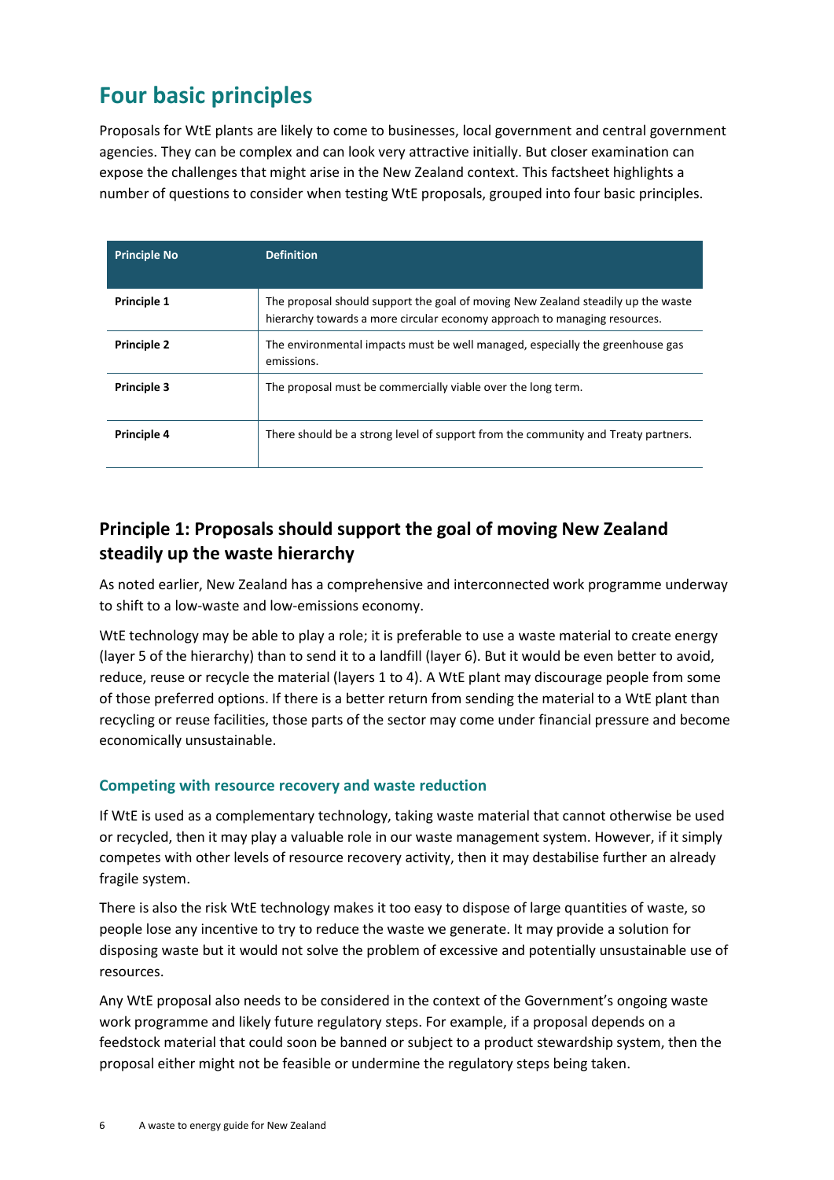## Four basic principles

Proposals for WtE plants are likely to come to businesses, local government and central government agencies. They can be complex and can look very attractive initially. But closer examination can expose the challenges that might arise in the New Zealand context. This factsheet highlights a number of questions to consider when testing WtE proposals, grouped into four basic principles.

| Principle No | Definition |
|---|---|
| **Principle 1** | The proposal should support the goal of moving New Zealand steadily up the waste hierarchy towards a more circular economy approach to managing resources. |
| **Principle 2** | The environmental impacts must be well managed, especially the greenhouse gas emissions. |
| **Principle 3** | The proposal must be commercially viable over the long term. |
| **Principle 4** | There should be a strong level of support from the community and Treaty partners. |

### Principle 1: Proposals should support the goal of moving New Zealand steadily up the waste hierarchy

As noted earlier, New Zealand has a comprehensive and interconnected work programme underway to shift to a low-waste and low-emissions economy.

WtE technology may be able to play a role; it is preferable to use a waste material to create energy (layer 5 of the hierarchy) than to send it to a landfill (layer 6). But it would be even better to avoid, reduce, reuse or recycle the material (layers 1 to 4). A WtE plant may discourage people from some of those preferred options. If there is a better return from sending the material to a WtE plant than recycling or reuse facilities, those parts of the sector may come under financial pressure and become economically unsustainable.

#### Competing with resource recovery and waste reduction

If WtE is used as a complementary technology, taking waste material that cannot otherwise be used or recycled, then it may play a valuable role in our waste management system. However, if it simply competes with other levels of resource recovery activity, then it may destabilise further an already fragile system.

There is also the risk WtE technology makes it too easy to dispose of large quantities of waste, so people lose any incentive to try to reduce the waste we generate. It may provide a solution for disposing waste but it would not solve the problem of excessive and potentially unsustainable use of resources.

Any WtE proposal also needs to be considered in the context of the Government's ongoing waste work programme and likely future regulatory steps. For example, if a proposal depends on a feedstock material that could soon be banned or subject to a product stewardship system, then the proposal either might not be feasible or undermine the regulatory steps being taken.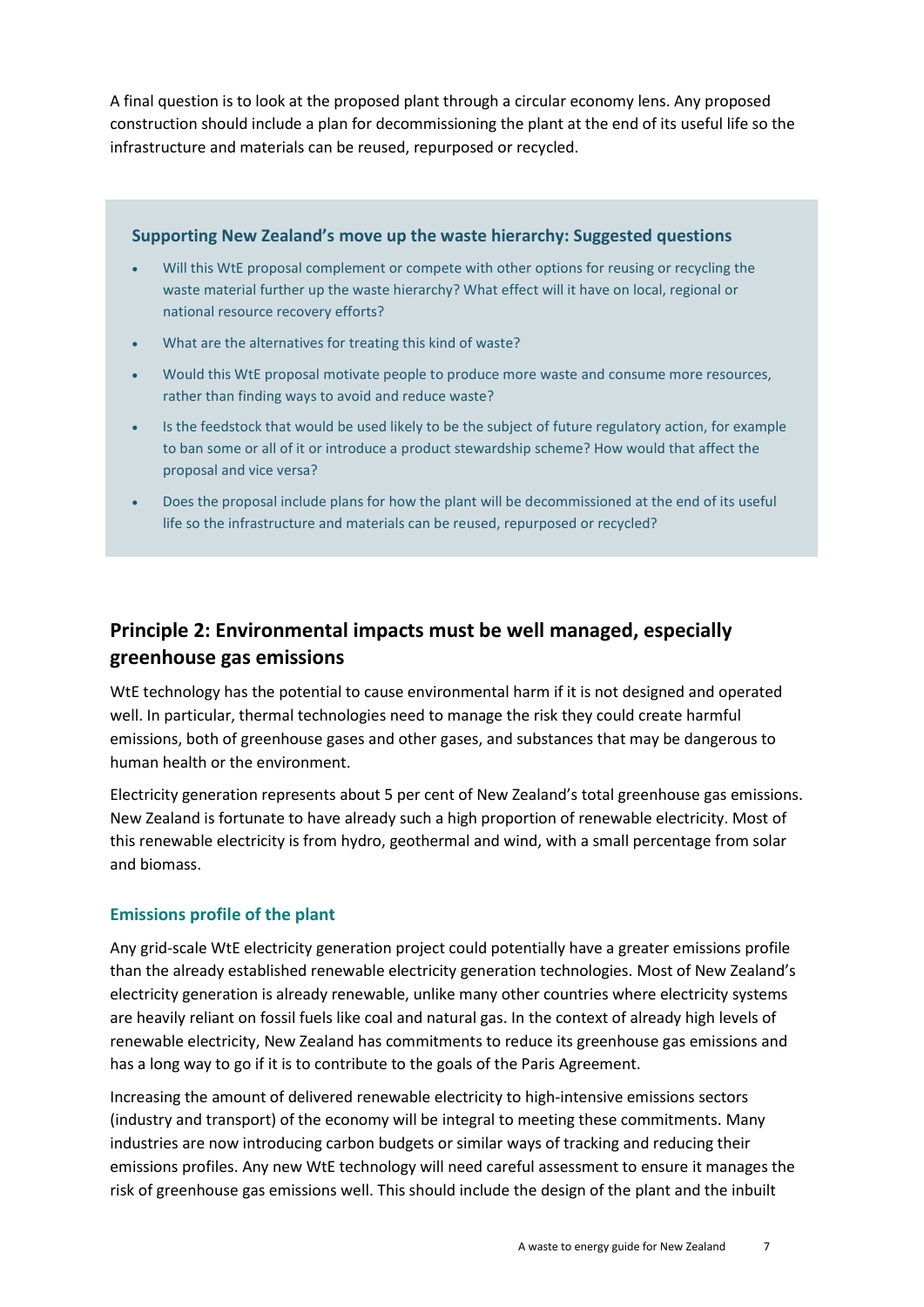A final question is to look at the proposed plant through a circular economy lens. Any proposed construction should include a plan for decommissioning the plant at the end of its useful life so the infrastructure and materials can be reused, repurposed or recycled.

> **Supporting New Zealand's move up the waste hierarchy: Suggested questions**
>
> - Will this WtE proposal complement or compete with other options for reusing or recycling the waste material further up the waste hierarchy? What effect will it have on local, regional or national resource recovery efforts?
> - What are the alternatives for treating this kind of waste?
> - Would this WtE proposal motivate people to produce more waste and consume more resources, rather than finding ways to avoid and reduce waste?
> - Is the feedstock that would be used likely to be the subject of future regulatory action, for example to ban some or all of it or introduce a product stewardship scheme? How would that affect the proposal and vice versa?
> - Does the proposal include plans for how the plant will be decommissioned at the end of its useful life so the infrastructure and materials can be reused, repurposed or recycled?

## Principle 2: Environmental impacts must be well managed, especially greenhouse gas emissions

WtE technology has the potential to cause environmental harm if it is not designed and operated well. In particular, thermal technologies need to manage the risk they could create harmful emissions, both of greenhouse gases and other gases, and substances that may be dangerous to human health or the environment.

Electricity generation represents about 5 per cent of New Zealand's total greenhouse gas emissions. New Zealand is fortunate to have already such a high proportion of renewable electricity. Most of this renewable electricity is from hydro, geothermal and wind, with a small percentage from solar and biomass.

### Emissions profile of the plant

Any grid-scale WtE electricity generation project could potentially have a greater emissions profile than the already established renewable electricity generation technologies. Most of New Zealand's electricity generation is already renewable, unlike many other countries where electricity systems are heavily reliant on fossil fuels like coal and natural gas. In the context of already high levels of renewable electricity, New Zealand has commitments to reduce its greenhouse gas emissions and has a long way to go if it is to contribute to the goals of the Paris Agreement.

Increasing the amount of delivered renewable electricity to high-intensive emissions sectors (industry and transport) of the economy will be integral to meeting these commitments. Many industries are now introducing carbon budgets or similar ways of tracking and reducing their emissions profiles. Any new WtE technology will need careful assessment to ensure it manages the risk of greenhouse gas emissions well. This should include the design of the plant and the inbuilt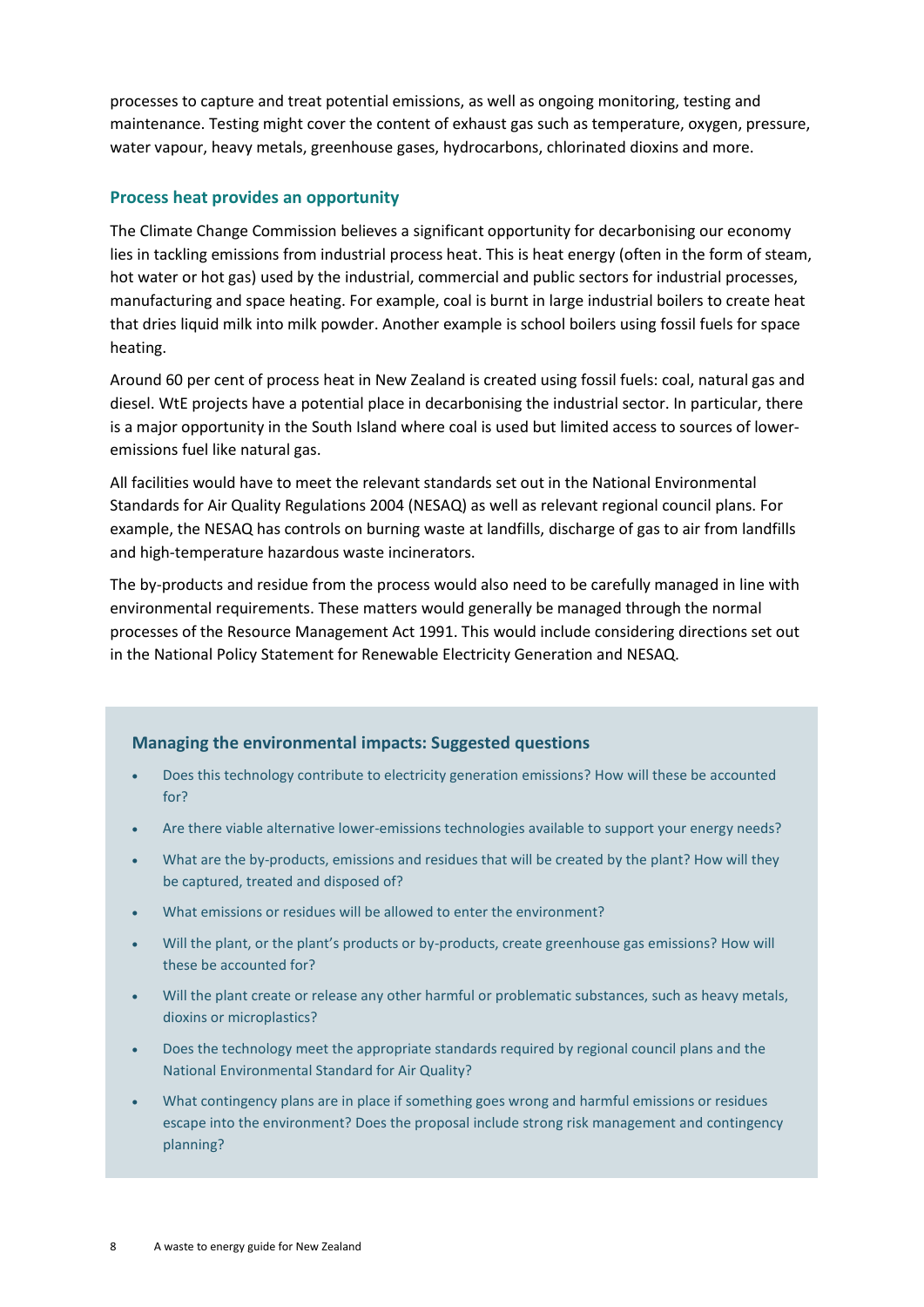processes to capture and treat potential emissions, as well as ongoing monitoring, testing and maintenance. Testing might cover the content of exhaust gas such as temperature, oxygen, pressure, water vapour, heavy metals, greenhouse gases, hydrocarbons, chlorinated dioxins and more.

### Process heat provides an opportunity

The Climate Change Commission believes a significant opportunity for decarbonising our economy lies in tackling emissions from industrial process heat. This is heat energy (often in the form of steam, hot water or hot gas) used by the industrial, commercial and public sectors for industrial processes, manufacturing and space heating. For example, coal is burnt in large industrial boilers to create heat that dries liquid milk into milk powder. Another example is school boilers using fossil fuels for space heating.

Around 60 per cent of process heat in New Zealand is created using fossil fuels: coal, natural gas and diesel. WtE projects have a potential place in decarbonising the industrial sector. In particular, there is a major opportunity in the South Island where coal is used but limited access to sources of lower-emissions fuel like natural gas.

All facilities would have to meet the relevant standards set out in the National Environmental Standards for Air Quality Regulations 2004 (NESAQ) as well as relevant regional council plans. For example, the NESAQ has controls on burning waste at landfills, discharge of gas to air from landfills and high-temperature hazardous waste incinerators.

The by-products and residue from the process would also need to be carefully managed in line with environmental requirements. These matters would generally be managed through the normal processes of the Resource Management Act 1991. This would include considering directions set out in the National Policy Statement for Renewable Electricity Generation and NESAQ.

#### Managing the environmental impacts: Suggested questions

- Does this technology contribute to electricity generation emissions? How will these be accounted for?
- Are there viable alternative lower-emissions technologies available to support your energy needs?
- What are the by-products, emissions and residues that will be created by the plant? How will they be captured, treated and disposed of?
- What emissions or residues will be allowed to enter the environment?
- Will the plant, or the plant's products or by-products, create greenhouse gas emissions? How will these be accounted for?
- Will the plant create or release any other harmful or problematic substances, such as heavy metals, dioxins or microplastics?
- Does the technology meet the appropriate standards required by regional council plans and the National Environmental Standard for Air Quality?
- What contingency plans are in place if something goes wrong and harmful emissions or residues escape into the environment? Does the proposal include strong risk management and contingency planning?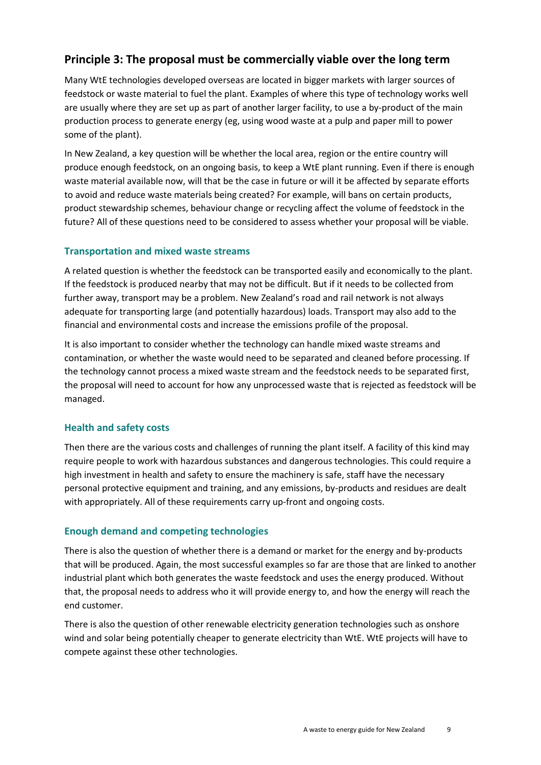## Principle 3: The proposal must be commercially viable over the long term

Many WtE technologies developed overseas are located in bigger markets with larger sources of feedstock or waste material to fuel the plant. Examples of where this type of technology works well are usually where they are set up as part of another larger facility, to use a by-product of the main production process to generate energy (eg, using wood waste at a pulp and paper mill to power some of the plant).

In New Zealand, a key question will be whether the local area, region or the entire country will produce enough feedstock, on an ongoing basis, to keep a WtE plant running. Even if there is enough waste material available now, will that be the case in future or will it be affected by separate efforts to avoid and reduce waste materials being created? For example, will bans on certain products, product stewardship schemes, behaviour change or recycling affect the volume of feedstock in the future? All of these questions need to be considered to assess whether your proposal will be viable.

### Transportation and mixed waste streams

A related question is whether the feedstock can be transported easily and economically to the plant. If the feedstock is produced nearby that may not be difficult. But if it needs to be collected from further away, transport may be a problem. New Zealand's road and rail network is not always adequate for transporting large (and potentially hazardous) loads. Transport may also add to the financial and environmental costs and increase the emissions profile of the proposal.

It is also important to consider whether the technology can handle mixed waste streams and contamination, or whether the waste would need to be separated and cleaned before processing. If the technology cannot process a mixed waste stream and the feedstock needs to be separated first, the proposal will need to account for how any unprocessed waste that is rejected as feedstock will be managed.

### Health and safety costs

Then there are the various costs and challenges of running the plant itself. A facility of this kind may require people to work with hazardous substances and dangerous technologies. This could require a high investment in health and safety to ensure the machinery is safe, staff have the necessary personal protective equipment and training, and any emissions, by-products and residues are dealt with appropriately. All of these requirements carry up-front and ongoing costs.

### Enough demand and competing technologies

There is also the question of whether there is a demand or market for the energy and by-products that will be produced. Again, the most successful examples so far are those that are linked to another industrial plant which both generates the waste feedstock and uses the energy produced. Without that, the proposal needs to address who it will provide energy to, and how the energy will reach the end customer.

There is also the question of other renewable electricity generation technologies such as onshore wind and solar being potentially cheaper to generate electricity than WtE. WtE projects will have to compete against these other technologies.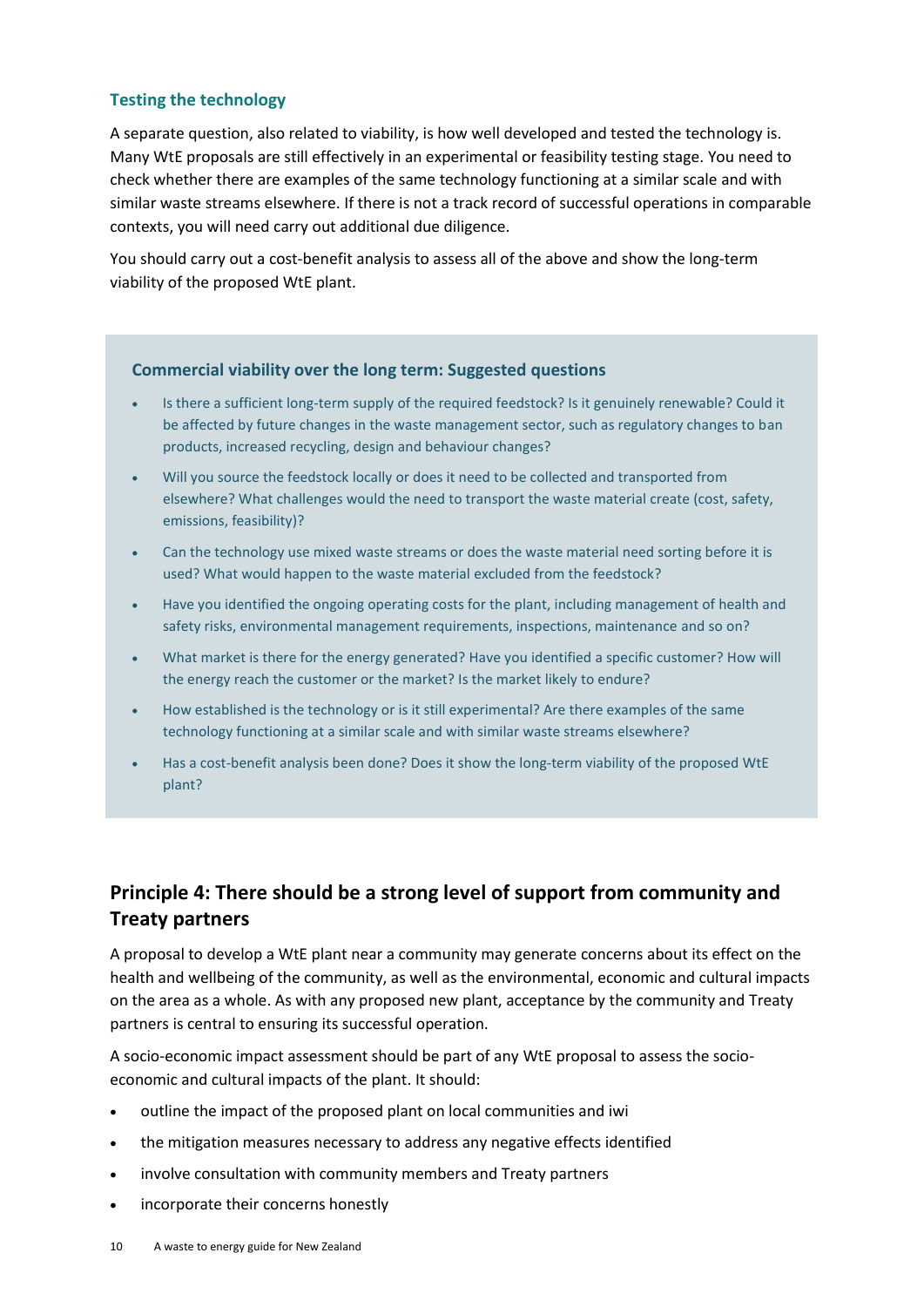### Testing the technology

A separate question, also related to viability, is how well developed and tested the technology is. Many WtE proposals are still effectively in an experimental or feasibility testing stage. You need to check whether there are examples of the same technology functioning at a similar scale and with similar waste streams elsewhere. If there is not a track record of successful operations in comparable contexts, you will need carry out additional due diligence.

You should carry out a cost-benefit analysis to assess all of the above and show the long-term viability of the proposed WtE plant.

> **Commercial viability over the long term: Suggested questions**
>
> - Is there a sufficient long-term supply of the required feedstock? Is it genuinely renewable? Could it be affected by future changes in the waste management sector, such as regulatory changes to ban products, increased recycling, design and behaviour changes?
> - Will you source the feedstock locally or does it need to be collected and transported from elsewhere? What challenges would the need to transport the waste material create (cost, safety, emissions, feasibility)?
> - Can the technology use mixed waste streams or does the waste material need sorting before it is used? What would happen to the waste material excluded from the feedstock?
> - Have you identified the ongoing operating costs for the plant, including management of health and safety risks, environmental management requirements, inspections, maintenance and so on?
> - What market is there for the energy generated? Have you identified a specific customer? How will the energy reach the customer or the market? Is the market likely to endure?
> - How established is the technology or is it still experimental? Are there examples of the same technology functioning at a similar scale and with similar waste streams elsewhere?
> - Has a cost-benefit analysis been done? Does it show the long-term viability of the proposed WtE plant?

## Principle 4: There should be a strong level of support from community and Treaty partners

A proposal to develop a WtE plant near a community may generate concerns about its effect on the health and wellbeing of the community, as well as the environmental, economic and cultural impacts on the area as a whole. As with any proposed new plant, acceptance by the community and Treaty partners is central to ensuring its successful operation.

A socio-economic impact assessment should be part of any WtE proposal to assess the socio-economic and cultural impacts of the plant. It should:

- outline the impact of the proposed plant on local communities and iwi
- the mitigation measures necessary to address any negative effects identified
- involve consultation with community members and Treaty partners
- incorporate their concerns honestly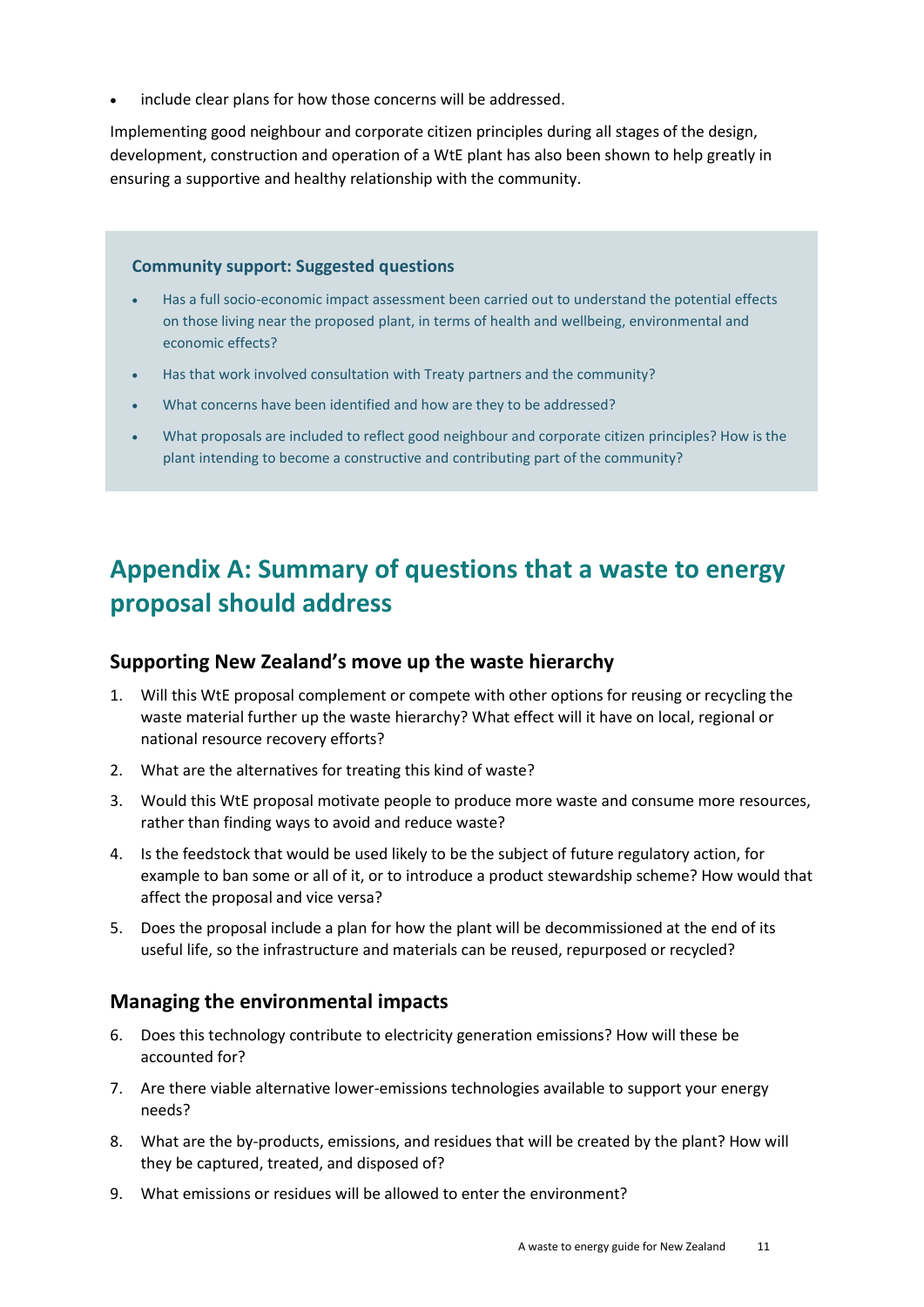- include clear plans for how those concerns will be addressed.

Implementing good neighbour and corporate citizen principles during all stages of the design, development, construction and operation of a WtE plant has also been shown to help greatly in ensuring a supportive and healthy relationship with the community.

**Community support: Suggested questions**

- Has a full socio-economic impact assessment been carried out to understand the potential effects on those living near the proposed plant, in terms of health and wellbeing, environmental and economic effects?
- Has that work involved consultation with Treaty partners and the community?
- What concerns have been identified and how are they to be addressed?
- What proposals are included to reflect good neighbour and corporate citizen principles? How is the plant intending to become a constructive and contributing part of the community?

# Appendix A: Summary of questions that a waste to energy proposal should address

## Supporting New Zealand's move up the waste hierarchy

1. Will this WtE proposal complement or compete with other options for reusing or recycling the waste material further up the waste hierarchy? What effect will it have on local, regional or national resource recovery efforts?
2. What are the alternatives for treating this kind of waste?
3. Would this WtE proposal motivate people to produce more waste and consume more resources, rather than finding ways to avoid and reduce waste?
4. Is the feedstock that would be used likely to be the subject of future regulatory action, for example to ban some or all of it, or to introduce a product stewardship scheme? How would that affect the proposal and vice versa?
5. Does the proposal include a plan for how the plant will be decommissioned at the end of its useful life, so the infrastructure and materials can be reused, repurposed or recycled?

## Managing the environmental impacts

6. Does this technology contribute to electricity generation emissions? How will these be accounted for?
7. Are there viable alternative lower-emissions technologies available to support your energy needs?
8. What are the by-products, emissions, and residues that will be created by the plant? How will they be captured, treated, and disposed of?
9. What emissions or residues will be allowed to enter the environment?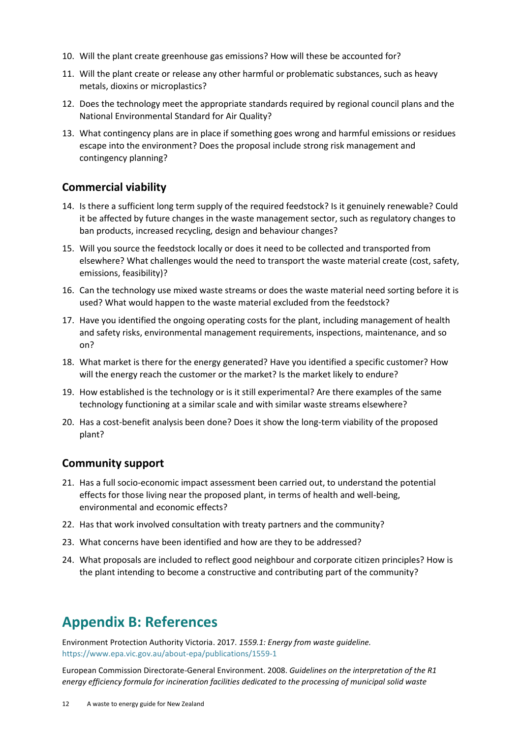10. Will the plant create greenhouse gas emissions? How will these be accounted for?
11. Will the plant create or release any other harmful or problematic substances, such as heavy metals, dioxins or microplastics?
12. Does the technology meet the appropriate standards required by regional council plans and the National Environmental Standard for Air Quality?
13. What contingency plans are in place if something goes wrong and harmful emissions or residues escape into the environment? Does the proposal include strong risk management and contingency planning?

### Commercial viability

14. Is there a sufficient long term supply of the required feedstock? Is it genuinely renewable? Could it be affected by future changes in the waste management sector, such as regulatory changes to ban products, increased recycling, design and behaviour changes?
15. Will you source the feedstock locally or does it need to be collected and transported from elsewhere? What challenges would the need to transport the waste material create (cost, safety, emissions, feasibility)?
16. Can the technology use mixed waste streams or does the waste material need sorting before it is used? What would happen to the waste material excluded from the feedstock?
17. Have you identified the ongoing operating costs for the plant, including management of health and safety risks, environmental management requirements, inspections, maintenance, and so on?
18. What market is there for the energy generated? Have you identified a specific customer? How will the energy reach the customer or the market? Is the market likely to endure?
19. How established is the technology or is it still experimental? Are there examples of the same technology functioning at a similar scale and with similar waste streams elsewhere?
20. Has a cost-benefit analysis been done? Does it show the long-term viability of the proposed plant?

### Community support

21. Has a full socio-economic impact assessment been carried out, to understand the potential effects for those living near the proposed plant, in terms of health and well-being, environmental and economic effects?
22. Has that work involved consultation with treaty partners and the community?
23. What concerns have been identified and how are they to be addressed?
24. What proposals are included to reflect good neighbour and corporate citizen principles? How is the plant intending to become a constructive and contributing part of the community?

## Appendix B: References

Environment Protection Authority Victoria. 2017. *1559.1: Energy from waste guideline.* https://www.epa.vic.gov.au/about-epa/publications/1559-1

European Commission Directorate-General Environment. 2008. *Guidelines on the interpretation of the R1 energy efficiency formula for incineration facilities dedicated to the processing of municipal solid waste*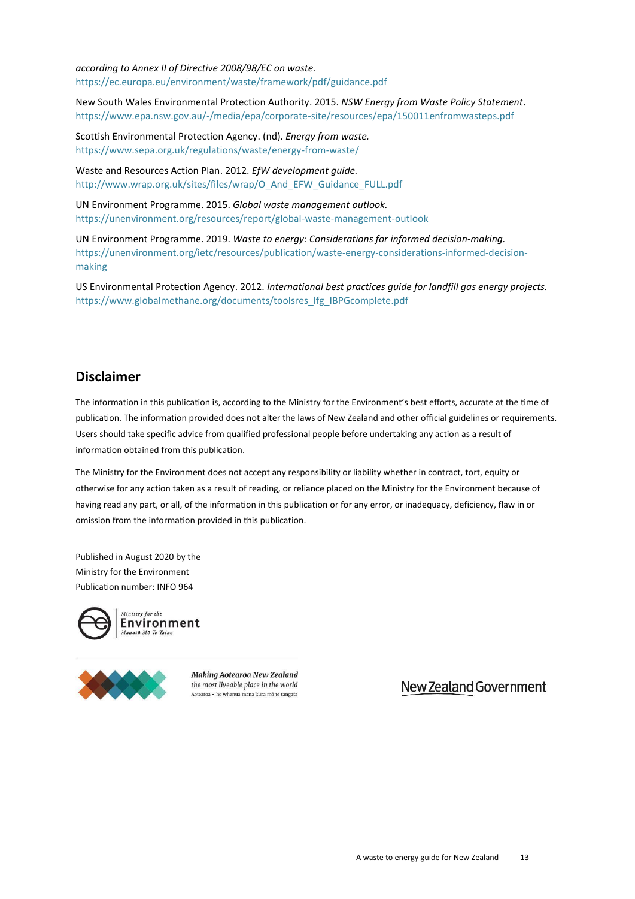*according to Annex II of Directive 2008/98/EC on waste.*
https://ec.europa.eu/environment/waste/framework/pdf/guidance.pdf

New South Wales Environmental Protection Authority. 2015. *NSW Energy from Waste Policy Statement*.
https://www.epa.nsw.gov.au/-/media/epa/corporate-site/resources/epa/150011enfromwasteps.pdf

Scottish Environmental Protection Agency. (nd). *Energy from waste.*
https://www.sepa.org.uk/regulations/waste/energy-from-waste/

Waste and Resources Action Plan. 2012. *EfW development guide.*
http://www.wrap.org.uk/sites/files/wrap/O_And_EFW_Guidance_FULL.pdf

UN Environment Programme. 2015. *Global waste management outlook.*
https://unenvironment.org/resources/report/global-waste-management-outlook

UN Environment Programme. 2019. *Waste to energy: Considerations for informed decision-making.*
https://unenvironment.org/ietc/resources/publication/waste-energy-considerations-informed-decision-making

US Environmental Protection Agency. 2012. *International best practices guide for landfill gas energy projects.*
https://www.globalmethane.org/documents/toolsres_lfg_IBPGcomplete.pdf

## Disclaimer

The information in this publication is, according to the Ministry for the Environment's best efforts, accurate at the time of publication. The information provided does not alter the laws of New Zealand and other official guidelines or requirements. Users should take specific advice from qualified professional people before undertaking any action as a result of information obtained from this publication.

The Ministry for the Environment does not accept any responsibility or liability whether in contract, tort, equity or otherwise for any action taken as a result of reading, or reliance placed on the Ministry for the Environment because of having read any part, or all, of the information in this publication or for any error, or inadequacy, deficiency, flaw in or omission from the information provided in this publication.

Published in August 2020 by the
Ministry for the Environment
Publication number: INFO 964

Ministry for the Environment
Manatū Mō Te Taiao

*Making Aotearoa New Zealand the most liveable place in the world*
Aotearoa – he whenua mana kura mō te tangata

New Zealand Government